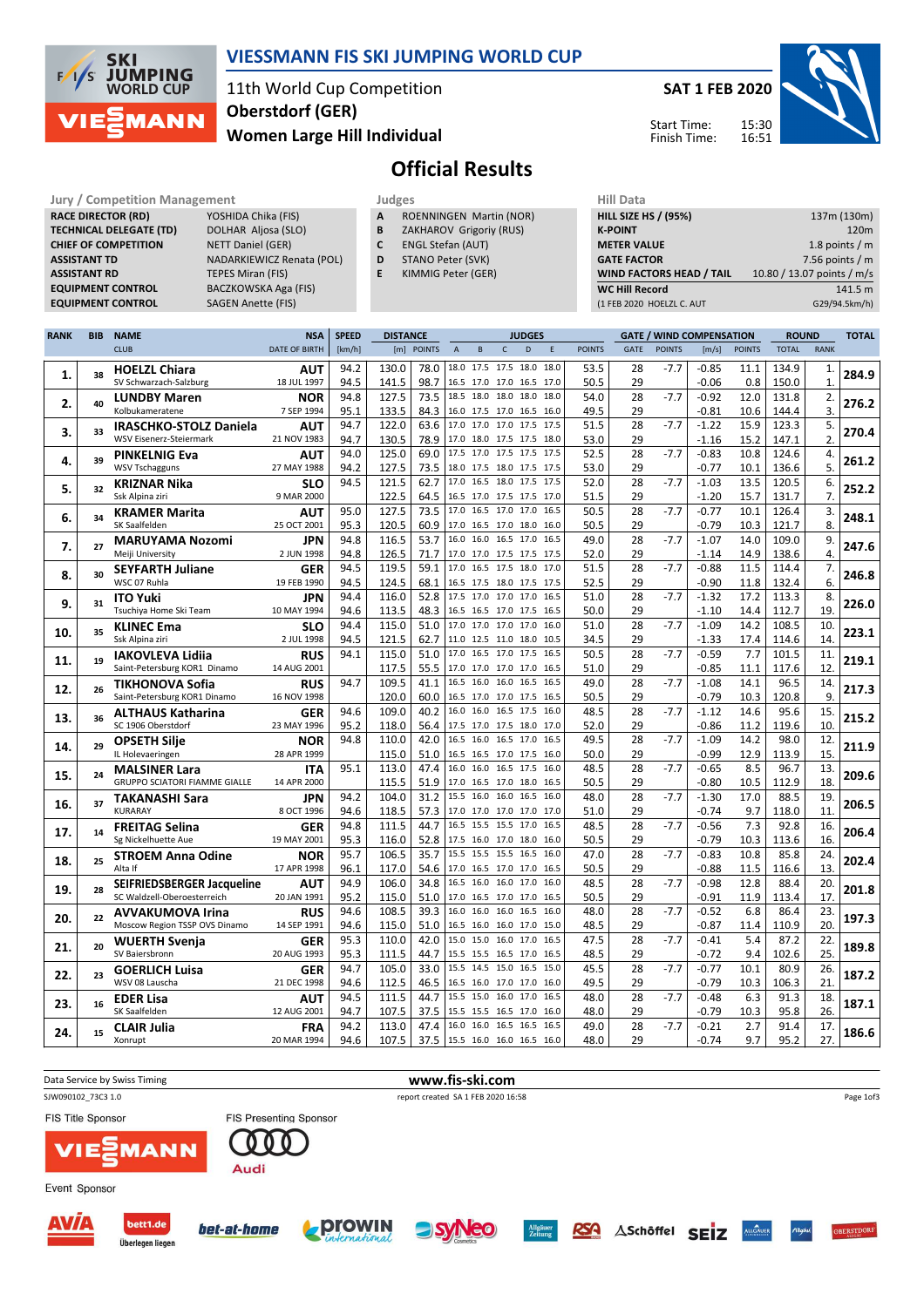# VIESSMANN FIS SKI JUMPING WORLD CUP

11th World Cup Competition
Oberstdorf (GER)
Women Large Hill Individual

SAT 1 FEB 2020

Start Time: 15:30
Finish Time: 16:51

## Official Results

| Jury / Competition Management | |
|---|---|
| RACE DIRECTOR (RD) | YOSHIDA Chika (FIS) |
| TECHNICAL DELEGATE (TD) | DOLHAR Aljosa (SLO) |
| CHIEF OF COMPETITION | NETT Daniel (GER) |
| ASSISTANT TD | NADARKIEWICZ Renata (POL) |
| ASSISTANT RD | TEPES Miran (FIS) |
| EQUIPMENT CONTROL | BACZKOWSKA Aga (FIS) |
| EQUIPMENT CONTROL | SAGEN Anette (FIS) |

| Judges | |
|---|---|
| A | ROENNINGEN Martin (NOR) |
| B | ZAKHAROV Grigoriy (RUS) |
| C | ENGL Stefan (AUT) |
| D | STANO Peter (SVK) |
| E | KIMMIG Peter (GER) |

| Hill Data | |
|---|---|
| HILL SIZE HS / (95%) | 137m (130m) |
| K-POINT | 120m |
| METER VALUE | 1.8 points / m |
| GATE FACTOR | 7.56 points / m |
| WIND FACTORS HEAD / TAIL | 10.80 / 13.07 points / m/s |
| WC Hill Record | 141.5 m |
| (1 FEB 2020 HOELZL C. AUT | G29/94.5km/h) |

| RANK | BIB | NAME / CLUB | NSA / DATE OF BIRTH | SPEED [km/h] | DISTANCE [m] | DISTANCE POINTS | A | B | C | D | E | JUDGES POINTS | GATE | GATE POINTS | WIND [m/s] | WIND POINTS | ROUND TOTAL | ROUND RANK | TOTAL |
|---|---|---|---|---|---|---|---|---|---|---|---|---|---|---|---|---|---|---|---|
| 1. | 38 | HOELZL Chiara | AUT | 94.2 | 130.0 | 78.0 | 18.0 | 17.5 | 17.5 | 18.0 | 18.0 | 53.5 | 28 | -7.7 | -0.85 | 11.1 | 134.9 | 1. | 284.9 |
| | | SV Schwarzach-Salzburg | 18 JUL 1997 | 94.5 | 141.5 | 98.7 | 16.5 | 17.0 | 17.0 | 16.5 | 17.0 | 50.5 | 29 | | -0.06 | 0.8 | 150.0 | 1. | |
| 2. | 40 | LUNDBY Maren | NOR | 94.8 | 127.5 | 73.5 | 18.5 | 18.0 | 18.0 | 18.0 | 18.0 | 54.0 | 28 | -7.7 | -0.92 | 12.0 | 131.8 | 2. | 276.2 |
| | | Kolbukameratene | 7 SEP 1994 | 95.1 | 133.5 | 84.3 | 16.0 | 17.5 | 17.0 | 16.5 | 16.0 | 49.5 | 29 | | -0.81 | 10.6 | 144.4 | 3. | |
| 3. | 33 | IRASCHKO-STOLZ Daniela | AUT | 94.7 | 122.0 | 63.6 | 17.0 | 17.0 | 17.0 | 17.5 | 17.5 | 51.5 | 28 | -7.7 | -1.22 | 15.9 | 123.3 | 5. | 270.4 |
| | | WSV Eisenerz-Steiermark | 21 NOV 1983 | 94.7 | 130.5 | 78.9 | 17.0 | 18.0 | 17.5 | 17.5 | 18.0 | 53.0 | 29 | | -1.16 | 15.2 | 147.1 | 2. | |
| 4. | 39 | PINKELNIG Eva | AUT | 94.0 | 125.0 | 69.0 | 17.5 | 17.0 | 17.5 | 17.5 | 17.5 | 52.5 | 28 | -7.7 | -0.83 | 10.8 | 124.6 | 4. | 261.2 |
| | | WSV Tschagguns | 27 MAY 1988 | 94.2 | 127.5 | 73.5 | 18.0 | 17.5 | 18.0 | 17.5 | 17.5 | 53.0 | 29 | | -0.77 | 10.1 | 136.6 | 5. | |
| 5. | 32 | KRIZNAR Nika | SLO | 94.5 | 121.5 | 62.7 | 17.0 | 16.5 | 18.0 | 17.5 | 17.5 | 52.0 | 28 | -7.7 | -1.03 | 13.5 | 120.5 | 6. | 252.2 |
| | | Ssk Alpina ziri | 9 MAR 2000 | | 122.5 | 64.5 | 16.5 | 17.0 | 17.5 | 17.5 | 17.0 | 51.5 | 29 | | -1.20 | 15.7 | 131.7 | 7. | |
| 6. | 34 | KRAMER Marita | AUT | 95.0 | 127.5 | 73.5 | 17.0 | 16.5 | 17.0 | 17.0 | 16.5 | 50.5 | 28 | -7.7 | -0.77 | 10.1 | 126.4 | 3. | 248.1 |
| | | SK Saalfelden | 25 OCT 2001 | 95.3 | 120.5 | 60.9 | 17.0 | 16.5 | 17.0 | 18.0 | 16.0 | 50.5 | 29 | | -0.79 | 10.3 | 121.7 | 8. | |
| 7. | 27 | MARUYAMA Nozomi | JPN | 94.8 | 116.5 | 53.7 | 16.0 | 16.0 | 16.5 | 17.0 | 16.5 | 49.0 | 28 | -7.7 | -1.07 | 14.0 | 109.0 | 9. | 247.6 |
| | | Meiji University | 2 JUN 1998 | 94.8 | 126.5 | 71.7 | 17.0 | 17.0 | 17.5 | 17.5 | 17.5 | 52.0 | 29 | | -1.14 | 14.9 | 138.6 | 4. | |
| 8. | 30 | SEYFARTH Juliane | GER | 94.5 | 119.5 | 59.1 | 17.0 | 16.5 | 17.5 | 18.0 | 17.0 | 51.5 | 28 | -7.7 | -0.88 | 11.5 | 114.4 | 7. | 246.8 |
| | | WSC 07 Ruhla | 19 FEB 1990 | 94.5 | 124.5 | 68.1 | 16.5 | 17.5 | 18.0 | 17.5 | 17.5 | 52.5 | 29 | | -0.90 | 11.8 | 132.4 | 6. | |
| 9. | 31 | ITO Yuki | JPN | 94.4 | 116.0 | 52.8 | 17.5 | 17.0 | 17.0 | 17.0 | 16.5 | 51.0 | 28 | -7.7 | -1.32 | 17.2 | 113.3 | 8. | 226.0 |
| | | Tsuchiya Home Ski Team | 10 MAY 1994 | 94.6 | 113.5 | 48.3 | 16.5 | 16.5 | 17.0 | 17.5 | 16.5 | 50.0 | 29 | | -1.10 | 14.4 | 112.7 | 19. | |
| 10. | 35 | KLINEC Ema | SLO | 94.4 | 115.0 | 51.0 | 17.0 | 17.0 | 17.0 | 17.0 | 16.0 | 51.0 | 28 | -7.7 | -1.09 | 14.2 | 108.5 | 10. | 223.1 |
| | | Ssk Alpina ziri | 2 JUL 1998 | 94.5 | 121.5 | 62.7 | 11.0 | 12.5 | 11.0 | 18.0 | 10.5 | 34.5 | 29 | | -1.33 | 17.4 | 114.6 | 14. | |
| 11. | 19 | IAKOVLEVA Lidiia | RUS | 94.1 | 115.0 | 51.0 | 17.0 | 16.5 | 17.0 | 17.5 | 16.5 | 50.5 | 28 | -7.7 | -0.59 | 7.7 | 101.5 | 11. | 219.1 |
| | | Saint-Petersburg KOR1 Dinamo | 14 AUG 2001 | | 117.5 | 55.5 | 17.0 | 17.0 | 17.0 | 17.0 | 16.5 | 51.0 | 29 | | -0.85 | 11.1 | 117.6 | 12. | |
| 12. | 26 | TIKHONOVA Sofia | RUS | 94.7 | 109.5 | 41.1 | 16.5 | 16.0 | 16.0 | 16.5 | 16.5 | 49.0 | 28 | -7.7 | -1.08 | 14.1 | 96.5 | 14. | 217.3 |
| | | Saint-Petersburg KOR1 Dinamo | 16 NOV 1998 | | 120.0 | 60.0 | 16.5 | 17.0 | 17.0 | 17.5 | 16.5 | 50.5 | 29 | | -0.79 | 10.3 | 120.8 | 9. | |
| 13. | 36 | ALTHAUS Katharina | GER | 94.6 | 109.0 | 40.2 | 16.0 | 16.0 | 16.5 | 17.5 | 16.0 | 48.5 | 28 | -7.7 | -1.12 | 14.6 | 95.6 | 15. | 215.2 |
| | | SC 1906 Oberstdorf | 23 MAY 1996 | 95.2 | 118.0 | 56.4 | 17.5 | 17.0 | 17.5 | 18.0 | 17.0 | 52.0 | 29 | | -0.86 | 11.2 | 119.6 | 10. | |
| 14. | 29 | OPSETH Silje | NOR | 94.8 | 110.0 | 42.0 | 16.5 | 16.0 | 16.5 | 17.0 | 16.5 | 49.5 | 28 | -7.7 | -1.09 | 14.2 | 98.0 | 12. | 211.9 |
| | | IL Holevaeringen | 28 APR 1999 | | 115.0 | 51.0 | 16.5 | 16.5 | 17.0 | 17.5 | 16.0 | 50.0 | 29 | | -0.99 | 12.9 | 113.9 | 15. | |
| 15. | 24 | MALSINER Lara | ITA | 95.1 | 113.0 | 47.4 | 16.0 | 16.0 | 16.5 | 17.5 | 16.0 | 48.5 | 28 | -7.7 | -0.65 | 8.5 | 96.7 | 13. | 209.6 |
| | | GRUPPO SCIATORI FIAMME GIALLE | 14 APR 2000 | | 115.5 | 51.9 | 17.0 | 16.5 | 17.0 | 18.0 | 16.5 | 50.5 | 29 | | -0.80 | 10.5 | 112.9 | 18. | |
| 16. | 37 | TAKANASHI Sara | JPN | 94.2 | 104.0 | 31.2 | 15.5 | 16.0 | 16.0 | 16.5 | 16.0 | 48.0 | 28 | -7.7 | -1.30 | 17.0 | 88.5 | 19. | 206.5 |
| | | KURARAY | 8 OCT 1996 | 94.6 | 118.5 | 57.3 | 17.0 | 17.0 | 17.0 | 17.0 | 17.0 | 51.0 | 29 | | -0.74 | 9.7 | 118.0 | 11. | |
| 17. | 14 | FREITAG Selina | GER | 94.8 | 111.5 | 44.7 | 16.5 | 15.5 | 15.5 | 17.0 | 16.5 | 48.5 | 28 | -7.7 | -0.56 | 7.3 | 92.8 | 16. | 206.4 |
| | | Sg Nickelhuette Aue | 19 MAY 2001 | 95.3 | 116.0 | 52.8 | 17.5 | 16.0 | 17.0 | 18.0 | 17.0 | 50.5 | 29 | | -0.79 | 10.3 | 113.6 | 16. | |
| 18. | 25 | STROEM Anna Odine | NOR | 95.7 | 106.5 | 35.7 | 15.5 | 15.5 | 15.5 | 16.5 | 16.0 | 47.0 | 28 | -7.7 | -0.83 | 10.8 | 85.8 | 24. | 202.4 |
| | | Alta If | 17 APR 1998 | 96.1 | 117.0 | 54.6 | 17.0 | 16.5 | 17.0 | 17.0 | 16.5 | 50.5 | 29 | | -0.88 | 11.5 | 116.6 | 13. | |
| 19. | 28 | SEIFRIEDSBERGER Jacqueline | AUT | 94.9 | 106.0 | 34.8 | 16.5 | 16.0 | 16.0 | 17.0 | 16.0 | 48.5 | 28 | -7.7 | -0.98 | 12.8 | 88.4 | 20. | 201.8 |
| | | SC Waldzell-Oberoesterreich | 20 JAN 1991 | 95.2 | 115.0 | 51.0 | 17.0 | 16.5 | 17.0 | 17.0 | 16.5 | 50.5 | 29 | | -0.91 | 11.9 | 113.4 | 17. | |
| 20. | 22 | AVVAKUMOVA Irina | RUS | 94.6 | 108.5 | 39.3 | 16.0 | 16.0 | 16.0 | 16.5 | 16.0 | 48.0 | 28 | -7.7 | -0.52 | 6.8 | 86.4 | 23. | 197.3 |
| | | Moscow Region TSSP OVS Dinamo | 14 SEP 1991 | 94.6 | 115.0 | 51.0 | 16.5 | 16.0 | 16.0 | 17.0 | 15.0 | 48.5 | 29 | | -0.87 | 11.4 | 110.9 | 20. | |
| 21. | 20 | WUERTH Svenja | GER | 95.3 | 110.0 | 42.0 | 15.0 | 15.0 | 16.0 | 17.0 | 16.5 | 47.5 | 28 | -7.7 | -0.41 | 5.4 | 87.2 | 22. | 189.8 |
| | | SV Baiersbronn | 20 AUG 1993 | 95.3 | 111.5 | 44.7 | 15.5 | 15.5 | 16.5 | 17.0 | 16.5 | 48.5 | 29 | | -0.72 | 9.4 | 102.6 | 25. | |
| 22. | 23 | GOERLICH Luisa | GER | 94.7 | 105.0 | 33.0 | 15.5 | 14.5 | 15.0 | 16.5 | 15.0 | 45.5 | 28 | -7.7 | -0.77 | 10.1 | 80.9 | 26. | 187.2 |
| | | WSV 08 Lauscha | 21 DEC 1998 | 94.6 | 112.5 | 46.5 | 16.5 | 16.0 | 16.5 | 17.0 | 16.5 | 49.5 | 29 | | -0.79 | 10.3 | 106.3 | 21. | |
| 23. | 16 | EDER Lisa | AUT | 94.5 | 111.5 | 44.7 | 15.5 | 15.0 | 16.0 | 17.0 | 16.5 | 48.0 | 28 | -7.7 | -0.48 | 6.3 | 91.3 | 18. | 187.1 |
| | | SK Saalfelden | 12 AUG 2001 | 94.7 | 107.5 | 37.5 | 15.5 | 15.5 | 16.5 | 17.0 | 16.0 | 48.0 | 29 | | -0.79 | 10.3 | 95.8 | 26. | |
| 24. | 15 | CLAIR Julia | FRA | 94.2 | 113.0 | 47.4 | 16.0 | 16.0 | 16.5 | 16.5 | 16.5 | 49.0 | 28 | -7.7 | -0.21 | 2.7 | 91.4 | 17. | 186.6 |
| | | Xonrupt | 20 MAR 1994 | 94.6 | 107.5 | 37.5 | 15.5 | 16.0 | 16.0 | 16.5 | 16.0 | 48.0 | 29 | | -0.74 | 9.7 | 95.2 | 27. | |

Data Service by Swiss Timing — www.fis-ski.com

SJW090102_73C3 1.0 — report created SA 1 FEB 2020 16:58

FIS Title Sponsor — FIS Presenting Sponsor

Event Sponsor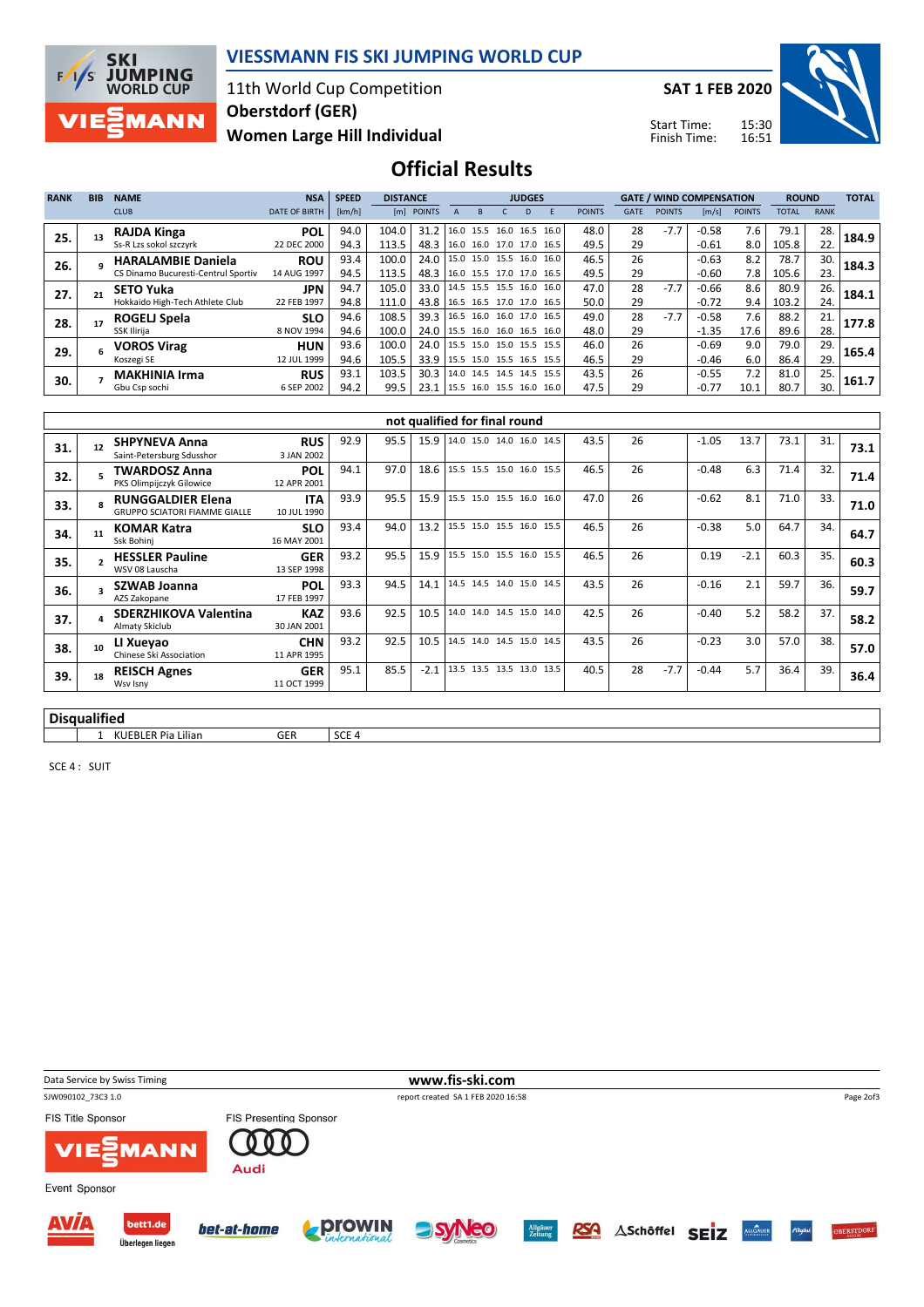# VIESSMANN FIS SKI JUMPING WORLD CUP

11th World Cup Competition
Oberstdorf (GER)
Women Large Hill Individual

SAT 1 FEB 2020

Start Time: 15:30
Finish Time: 16:51

## Official Results

| RANK | BIB | NAME / CLUB | NSA / DATE OF BIRTH | SPEED [km/h] | DISTANCE [m] | DISTANCE POINTS | JUDGES A | B | C | D | E | JUDGES POINTS | GATE | GATE POINTS | WIND [m/s] | WIND POINTS | ROUND TOTAL | ROUND RANK | TOTAL |
|---|---|---|---|---|---|---|---|---|---|---|---|---|---|---|---|---|---|---|---|
| 25. | 13 | RAJDA Kinga / Ss-R Lzs sokol szczyrk | POL / 22 DEC 2000 | 94.0 | 104.0 | 31.2 | 16.0 | 15.5 | 16.0 | 16.5 | 16.0 | 48.0 | 28 | -7.7 | -0.58 | 7.6 | 79.1 | 28. | 184.9 |
| | | | | 94.3 | 113.5 | 48.3 | 16.0 | 16.0 | 17.0 | 17.0 | 16.5 | 49.5 | 29 | | -0.61 | 8.0 | 105.8 | 22. | |
| 26. | 9 | HARALAMBIE Daniela / CS Dinamo Bucuresti-Centrul Sportiv | ROU / 14 AUG 1997 | 93.4 | 100.0 | 24.0 | 15.0 | 15.0 | 15.5 | 16.0 | 16.0 | 46.5 | 26 | | -0.63 | 8.2 | 78.7 | 30. | 184.3 |
| | | | | 94.5 | 113.5 | 48.3 | 16.0 | 15.5 | 17.0 | 17.0 | 16.5 | 49.5 | 29 | | -0.60 | 7.8 | 105.6 | 23. | |
| 27. | 21 | SETO Yuka / Hokkaido High-Tech Athlete Club | JPN / 22 FEB 1997 | 94.7 | 105.0 | 33.0 | 14.5 | 15.5 | 15.5 | 16.0 | 16.0 | 47.0 | 28 | -7.7 | -0.66 | 8.6 | 80.9 | 26. | 184.1 |
| | | | | 94.8 | 111.0 | 43.8 | 16.5 | 16.5 | 17.0 | 17.0 | 16.5 | 50.0 | 29 | | -0.72 | 9.4 | 103.2 | 24. | |
| 28. | 17 | ROGELJ Spela / SSK Ilirija | SLO / 8 NOV 1994 | 94.6 | 108.5 | 39.3 | 16.5 | 16.0 | 16.0 | 17.0 | 16.5 | 49.0 | 28 | -7.7 | -0.58 | 7.6 | 88.2 | 21. | 177.8 |
| | | | | 94.6 | 100.0 | 24.0 | 15.5 | 16.0 | 16.0 | 16.5 | 16.0 | 48.0 | 29 | | -1.35 | 17.6 | 89.6 | 28. | |
| 29. | 6 | VOROS Virag / Koszegi SE | HUN / 12 JUL 1999 | 93.6 | 100.0 | 24.0 | 15.5 | 15.0 | 15.0 | 15.5 | 15.5 | 46.0 | 26 | | -0.69 | 9.0 | 79.0 | 29. | 165.4 |
| | | | | 94.6 | 105.5 | 33.9 | 15.5 | 15.0 | 15.5 | 16.5 | 15.5 | 46.5 | 29 | | -0.46 | 6.0 | 86.4 | 29. | |
| 30. | 7 | MAKHINIA Irma / Gbu Csp sochi | RUS / 6 SEP 2002 | 93.1 | 103.5 | 30.3 | 14.0 | 14.5 | 14.5 | 14.5 | 15.5 | 43.5 | 26 | | -0.55 | 7.2 | 81.0 | 25. | 161.7 |
| | | | | 94.2 | 99.5 | 23.1 | 15.5 | 16.0 | 15.5 | 16.0 | 16.0 | 47.5 | 29 | | -0.77 | 10.1 | 80.7 | 30. | |

### not qualified for final round

| RANK | BIB | NAME / CLUB | NSA / DATE OF BIRTH | SPEED [km/h] | DISTANCE [m] | DISTANCE POINTS | JUDGES A | B | C | D | E | JUDGES POINTS | GATE | GATE POINTS | WIND [m/s] | WIND POINTS | ROUND TOTAL | ROUND RANK | TOTAL |
|---|---|---|---|---|---|---|---|---|---|---|---|---|---|---|---|---|---|---|---|
| 31. | 12 | SHPYNEVA Anna / Saint-Petersburg Sdusshor | RUS / 3 JAN 2002 | 92.9 | 95.5 | 15.9 | 14.0 | 15.0 | 14.0 | 16.0 | 14.5 | 43.5 | 26 | | -1.05 | 13.7 | 73.1 | 31. | 73.1 |
| 32. | 5 | TWARDOSZ Anna / PKS Olimpijczyk Gilowice | POL / 12 APR 2001 | 94.1 | 97.0 | 18.6 | 15.5 | 15.5 | 15.0 | 16.0 | 15.5 | 46.5 | 26 | | -0.48 | 6.3 | 71.4 | 32. | 71.4 |
| 33. | 8 | RUNGGALDIER Elena / GRUPPO SCIATORI FIAMME GIALLE | ITA / 10 JUL 1990 | 93.9 | 95.5 | 15.9 | 15.5 | 15.0 | 15.5 | 16.0 | 16.0 | 47.0 | 26 | | -0.62 | 8.1 | 71.0 | 33. | 71.0 |
| 34. | 11 | KOMAR Katra / Ssk Bohinj | SLO / 16 MAY 2001 | 93.4 | 94.0 | 13.2 | 15.5 | 15.0 | 15.5 | 16.0 | 15.5 | 46.5 | 26 | | -0.38 | 5.0 | 64.7 | 34. | 64.7 |
| 35. | 2 | HESSLER Pauline / WSV 08 Lauscha | GER / 13 SEP 1998 | 93.2 | 95.5 | 15.9 | 15.5 | 15.0 | 15.5 | 16.0 | 15.5 | 46.5 | 26 | | 0.19 | -2.1 | 60.3 | 35. | 60.3 |
| 36. | 3 | SZWAB Joanna / AZS Zakopane | POL / 17 FEB 1997 | 93.3 | 94.5 | 14.1 | 14.5 | 14.5 | 14.0 | 15.0 | 14.5 | 43.5 | 26 | | -0.16 | 2.1 | 59.7 | 36. | 59.7 |
| 37. | 4 | SDERZHIKOVA Valentina / Almaty Skiclub | KAZ / 30 JAN 2001 | 93.6 | 92.5 | 10.5 | 14.0 | 14.0 | 14.5 | 15.0 | 14.0 | 42.5 | 26 | | -0.40 | 5.2 | 58.2 | 37. | 58.2 |
| 38. | 10 | LI Xueyao / Chinese Ski Association | CHN / 11 APR 1995 | 93.2 | 92.5 | 10.5 | 14.5 | 14.0 | 14.5 | 15.0 | 14.5 | 43.5 | 26 | | -0.23 | 3.0 | 57.0 | 38. | 57.0 |
| 39. | 18 | REISCH Agnes / Wsv Isny | GER / 11 OCT 1999 | 95.1 | 85.5 | -2.1 | 13.5 | 13.5 | 13.5 | 13.0 | 13.5 | 40.5 | 28 | -7.7 | -0.44 | 5.7 | 36.4 | 39. | 36.4 |

### Disqualified

| BIB | NAME | NSA | REASON |
|---|---|---|---|
| 1 | KUEBLER Pia Lilian | GER | SCE 4 |

SCE 4 : SUIT

Data Service by Swiss Timing — www.fis-ski.com

SJW090102_73C3 1.0 — report created SA 1 FEB 2020 16:58

FIS Title Sponsor: VIESSMANN
FIS Presenting Sponsor: Audi
Event Sponsor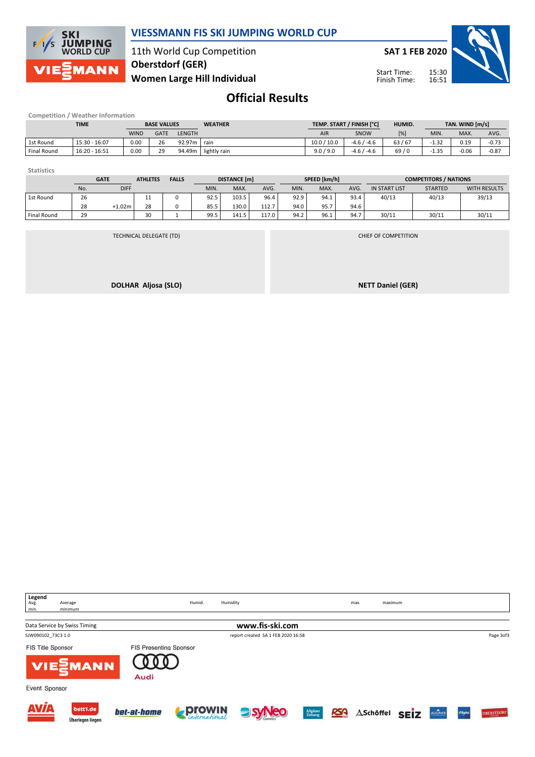# VIESSMANN FIS SKI JUMPING WORLD CUP

11th World Cup Competition
**Oberstdorf (GER)**
**Women Large Hill Individual**

**SAT 1 FEB 2020**

Start Time: 15:30
Finish Time: 16:51

## Official Results

Competition / Weather Information

| | TIME | BASE VALUES | | | WEATHER | TEMP. START / FINISH [°C] | | HUMID. | TAN. WIND [m/s] | | |
|---|---|---|---|---|---|---|---|---|---|---|---|
| | | WIND | GATE | LENGTH | | AIR | SNOW | [%] | MIN. | MAX. | AVG. |
| 1st Round | 15:30 - 16:07 | 0.00 | 26 | 92.97m | rain | 10.0 / 10.0 | -4.6 / -4.6 | 63 / 67 | -1.32 | 0.19 | -0.73 |
| Final Round | 16:20 - 16:51 | 0.00 | 29 | 94.49m | lightly rain | 9.0 / 9.0 | -4.6 / -4.6 | 69 / 0 | -1.35 | -0.06 | -0.87 |

Statistics

| | GATE | | ATHLETES | FALLS | DISTANCE [m] | | | SPEED [km/h] | | | COMPETITORS / NATIONS | | |
|---|---|---|---|---|---|---|---|---|---|---|---|---|---|
| | No. | DIFF | | | MIN. | MAX. | AVG. | MIN. | MAX. | AVG. | IN START LIST | STARTED | WITH RESULTS |
| 1st Round | 26 | | 11 | 0 | 92.5 | 103.5 | 96.4 | 92.9 | 94.1 | 93.4 | 40/13 | 40/13 | 39/13 |
| | 28 | +1.02m | 28 | 0 | 85.5 | 130.0 | 112.7 | 94.0 | 95.7 | 94.6 | | | |
| Final Round | 29 | | 30 | 1 | 99.5 | 141.5 | 117.0 | 94.2 | 96.1 | 94.7 | 30/11 | 30/11 | 30/11 |

| TECHNICAL DELEGATE (TD) | CHIEF OF COMPETITION |
|---|---|
| **DOLHAR Aljosa (SLO)** | **NETT Daniel (GER)** |

**Legend**
Avg. Average
min. minimum
Humid. Humidity
max. maximum

Data Service by Swiss Timing
www.fis-ski.com
SJW090102_73C3 1.0
report created SA 1 FEB 2020 16:58

FIS Title Sponsor
FIS Presenting Sponsor
Event Sponsor